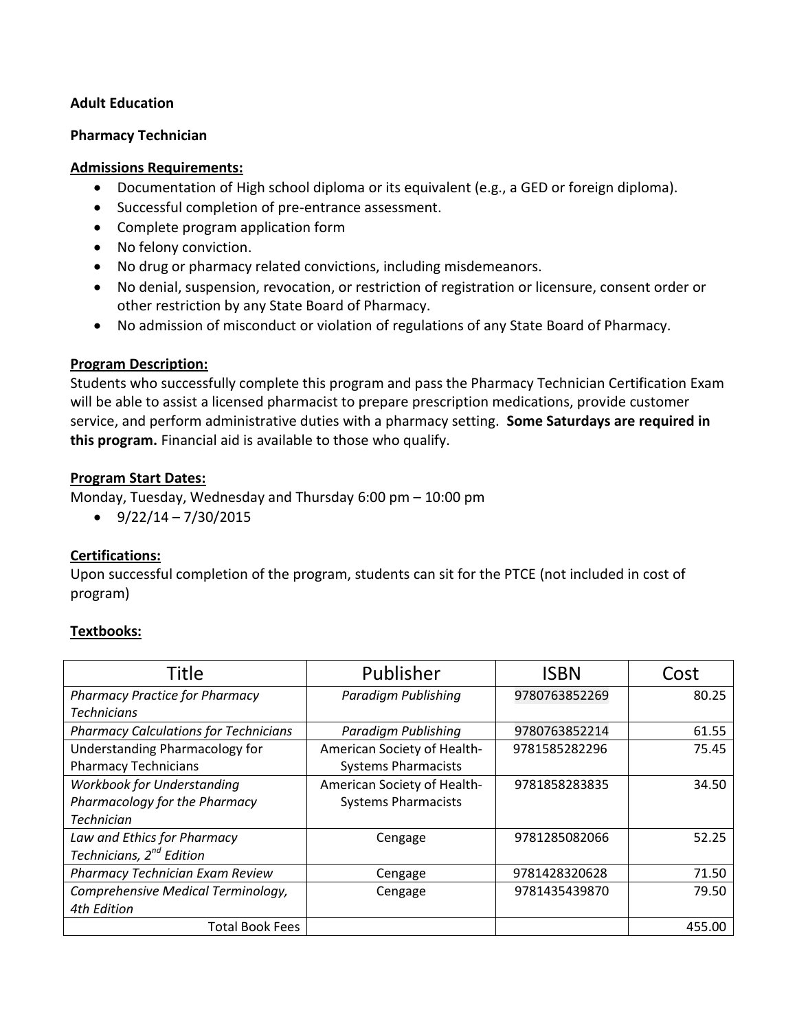**Adult Education**

**Pharmacy Technician**

**Admissions Requirements:**

- Documentation of High school diploma or its equivalent (e.g., a GED or foreign diploma).
- Successful completion of pre-entrance assessment.
- Complete program application form
- No felony conviction.
- No drug or pharmacy related convictions, including misdemeanors.
- No denial, suspension, revocation, or restriction of registration or licensure, consent order or other restriction by any State Board of Pharmacy.
- No admission of misconduct or violation of regulations of any State Board of Pharmacy.

**Program Description:**

Students who successfully complete this program and pass the Pharmacy Technician Certification Exam will be able to assist a licensed pharmacist to prepare prescription medications, provide customer service, and perform administrative duties with a pharmacy setting. **Some Saturdays are required in this program.** Financial aid is available to those who qualify.

**Program Start Dates:**

Monday, Tuesday, Wednesday and Thursday 6:00 pm – 10:00 pm

- 9/22/14 – 7/30/2015

**Certifications:**

Upon successful completion of the program, students can sit for the PTCE (not included in cost of program)

**Textbooks:**

| Title | Publisher | ISBN | Cost |
|---|---|---|---|
| *Pharmacy Practice for Pharmacy Technicians* | *Paradigm Publishing* | 9780763852269 | 80.25 |
| *Pharmacy Calculations for Technicians* | *Paradigm Publishing* | 9780763852214 | 61.55 |
| Understanding Pharmacology for Pharmacy Technicians | American Society of Health-Systems Pharmacists | 9781585282296 | 75.45 |
| *Workbook for Understanding Pharmacology for the Pharmacy Technician* | American Society of Health-Systems Pharmacists | 9781858283835 | 34.50 |
| *Law and Ethics for Pharmacy Technicians, 2nd Edition* | Cengage | 9781285082066 | 52.25 |
| *Pharmacy Technician Exam Review* | Cengage | 9781428320628 | 71.50 |
| *Comprehensive Medical Terminology, 4th Edition* | Cengage | 9781435439870 | 79.50 |
| Total Book Fees | | | 455.00 |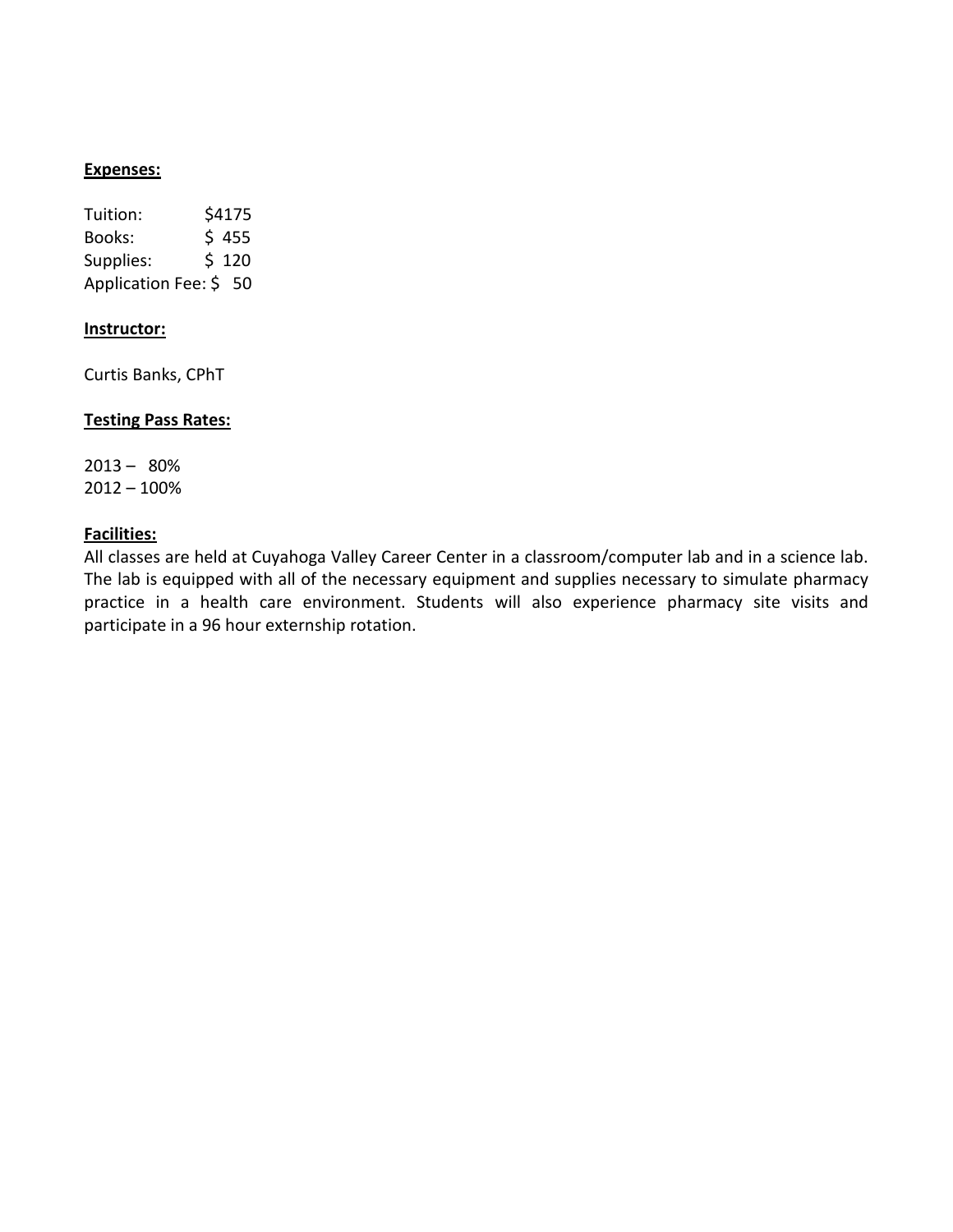**Expenses:**

| | |
|---|---|
| Tuition: | $4175 |
| Books: | $ 455 |
| Supplies: | $ 120 |
| Application Fee: | $ 50 |

**Instructor:**

Curtis Banks, CPhT

**Testing Pass Rates:**

2013 – 80%
2012 – 100%

**Facilities:**

All classes are held at Cuyahoga Valley Career Center in a classroom/computer lab and in a science lab. The lab is equipped with all of the necessary equipment and supplies necessary to simulate pharmacy practice in a health care environment. Students will also experience pharmacy site visits and participate in a 96 hour externship rotation.